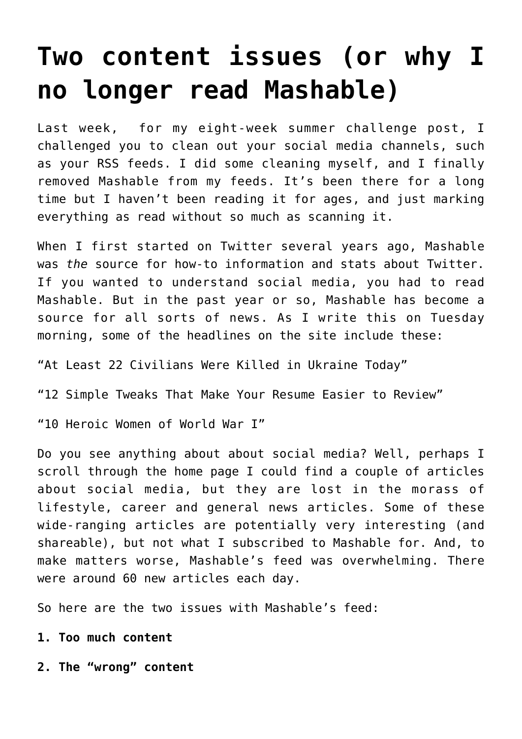# Two content issues (or why I no longer read Mashable)

Last week, for my eight-week summer challenge post, I challenged you to clean out your social media channels, such as your RSS feeds. I did some cleaning myself, and I finally removed Mashable from my feeds. It's been there for a long time but I haven't been reading it for ages, and just marking everything as read without so much as scanning it.

When I first started on Twitter several years ago, Mashable was *the* source for how-to information and stats about Twitter. If you wanted to understand social media, you had to read Mashable. But in the past year or so, Mashable has become a source for all sorts of news. As I write this on Tuesday morning, some of the headlines on the site include these:

"At Least 22 Civilians Were Killed in Ukraine Today"

"12 Simple Tweaks That Make Your Resume Easier to Review"

"10 Heroic Women of World War I"

Do you see anything about about social media? Well, perhaps I scroll through the home page I could find a couple of articles about social media, but they are lost in the morass of lifestyle, career and general news articles. Some of these wide-ranging articles are potentially very interesting (and shareable), but not what I subscribed to Mashable for. And, to make matters worse, Mashable's feed was overwhelming. There were around 60 new articles each day.

So here are the two issues with Mashable's feed:

**1. Too much content**

**2. The "wrong" content**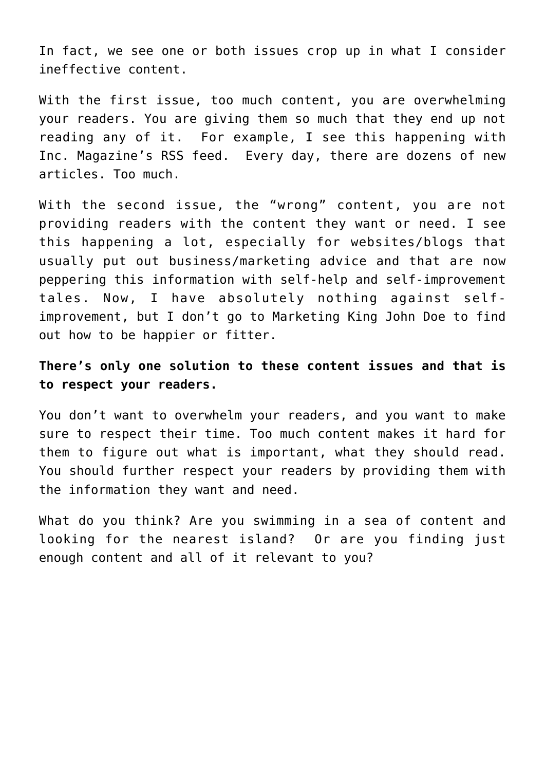In fact, we see one or both issues crop up in what I consider ineffective content.

With the first issue, too much content, you are overwhelming your readers. You are giving them so much that they end up not reading any of it. For example, I see this happening with Inc. Magazine's RSS feed. Every day, there are dozens of new articles. Too much.

With the second issue, the "wrong" content, you are not providing readers with the content they want or need. I see this happening a lot, especially for websites/blogs that usually put out business/marketing advice and that are now peppering this information with self-help and self-improvement tales. Now, I have absolutely nothing against self-improvement, but I don't go to Marketing King John Doe to find out how to be happier or fitter.

**There's only one solution to these content issues and that is to respect your readers.**

You don't want to overwhelm your readers, and you want to make sure to respect their time. Too much content makes it hard for them to figure out what is important, what they should read. You should further respect your readers by providing them with the information they want and need.

What do you think? Are you swimming in a sea of content and looking for the nearest island? Or are you finding just enough content and all of it relevant to you?